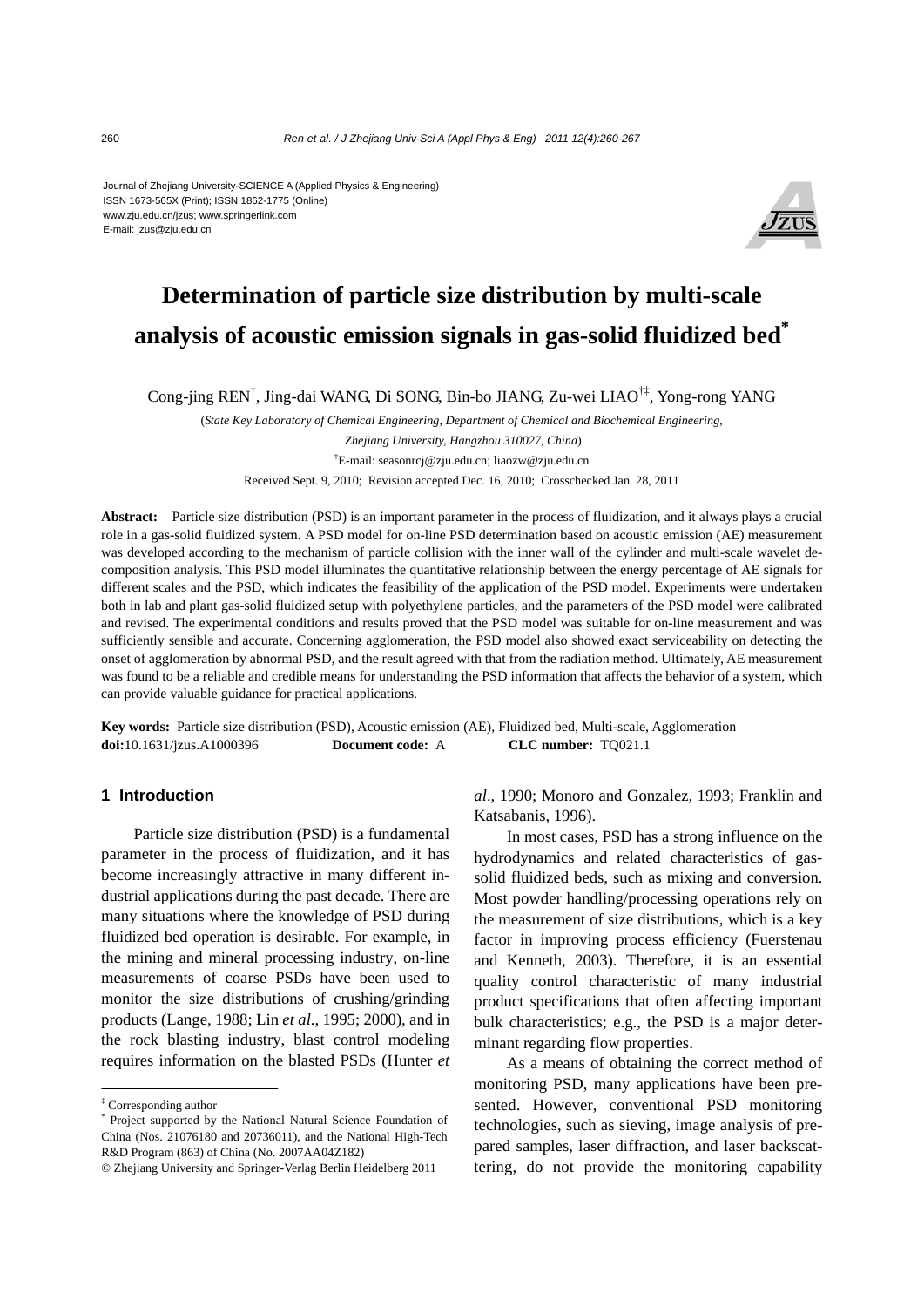Journal of Zhejiang University-SCIENCE A (Applied Physics & Engineering)
ISSN 1673-565X (Print); ISSN 1862-1775 (Online)
www.zju.edu.cn/jzus; www.springerlink.com
E-mail: jzus@zju.edu.cn

# Determination of particle size distribution by multi-scale analysis of acoustic emission signals in gas-solid fluidized bed*

Cong-jing REN†, Jing-dai WANG, Di SONG, Bin-bo JIANG, Zu-wei LIAO†‡, Yong-rong YANG

(*State Key Laboratory of Chemical Engineering, Department of Chemical and Biochemical Engineering, Zhejiang University, Hangzhou 310027, China*)

†E-mail: seasonrcj@zju.edu.cn; liaozw@zju.edu.cn

Received Sept. 9, 2010; Revision accepted Dec. 16, 2010; Crosschecked Jan. 28, 2011

**Abstract:** Particle size distribution (PSD) is an important parameter in the process of fluidization, and it always plays a crucial role in a gas-solid fluidized system. A PSD model for on-line PSD determination based on acoustic emission (AE) measurement was developed according to the mechanism of particle collision with the inner wall of the cylinder and multi-scale wavelet decomposition analysis. This PSD model illuminates the quantitative relationship between the energy percentage of AE signals for different scales and the PSD, which indicates the feasibility of the application of the PSD model. Experiments were undertaken both in lab and plant gas-solid fluidized setup with polyethylene particles, and the parameters of the PSD model were calibrated and revised. The experimental conditions and results proved that the PSD model was suitable for on-line measurement and was sufficiently sensible and accurate. Concerning agglomeration, the PSD model also showed exact serviceability on detecting the onset of agglomeration by abnormal PSD, and the result agreed with that from the radiation method. Ultimately, AE measurement was found to be a reliable and credible means for understanding the PSD information that affects the behavior of a system, which can provide valuable guidance for practical applications.

**Key words:** Particle size distribution (PSD), Acoustic emission (AE), Fluidized bed, Multi-scale, Agglomeration
**doi:**10.1631/jzus.A1000396 **Document code:** A **CLC number:** TQ021.1

## 1 Introduction

Particle size distribution (PSD) is a fundamental parameter in the process of fluidization, and it has become increasingly attractive in many different industrial applications during the past decade. There are many situations where the knowledge of PSD during fluidized bed operation is desirable. For example, in the mining and mineral processing industry, on-line measurements of coarse PSDs have been used to monitor the size distributions of crushing/grinding products (Lange, 1988; Lin *et al*., 1995; 2000), and in the rock blasting industry, blast control modeling requires information on the blasted PSDs (Hunter *et al*., 1990; Monoro and Gonzalez, 1993; Franklin and Katsabanis, 1996).

In most cases, PSD has a strong influence on the hydrodynamics and related characteristics of gas-solid fluidized beds, such as mixing and conversion. Most powder handling/processing operations rely on the measurement of size distributions, which is a key factor in improving process efficiency (Fuerstenau and Kenneth, 2003). Therefore, it is an essential quality control characteristic of many industrial product specifications that often affecting important bulk characteristics; e.g., the PSD is a major determinant regarding flow properties.

As a means of obtaining the correct method of monitoring PSD, many applications have been presented. However, conventional PSD monitoring technologies, such as sieving, image analysis of prepared samples, laser diffraction, and laser backscattering, do not provide the monitoring capability

‡ Corresponding author
* Project supported by the National Natural Science Foundation of China (Nos. 21076180 and 20736011), and the National High-Tech R&D Program (863) of China (No. 2007AA04Z182)
© Zhejiang University and Springer-Verlag Berlin Heidelberg 2011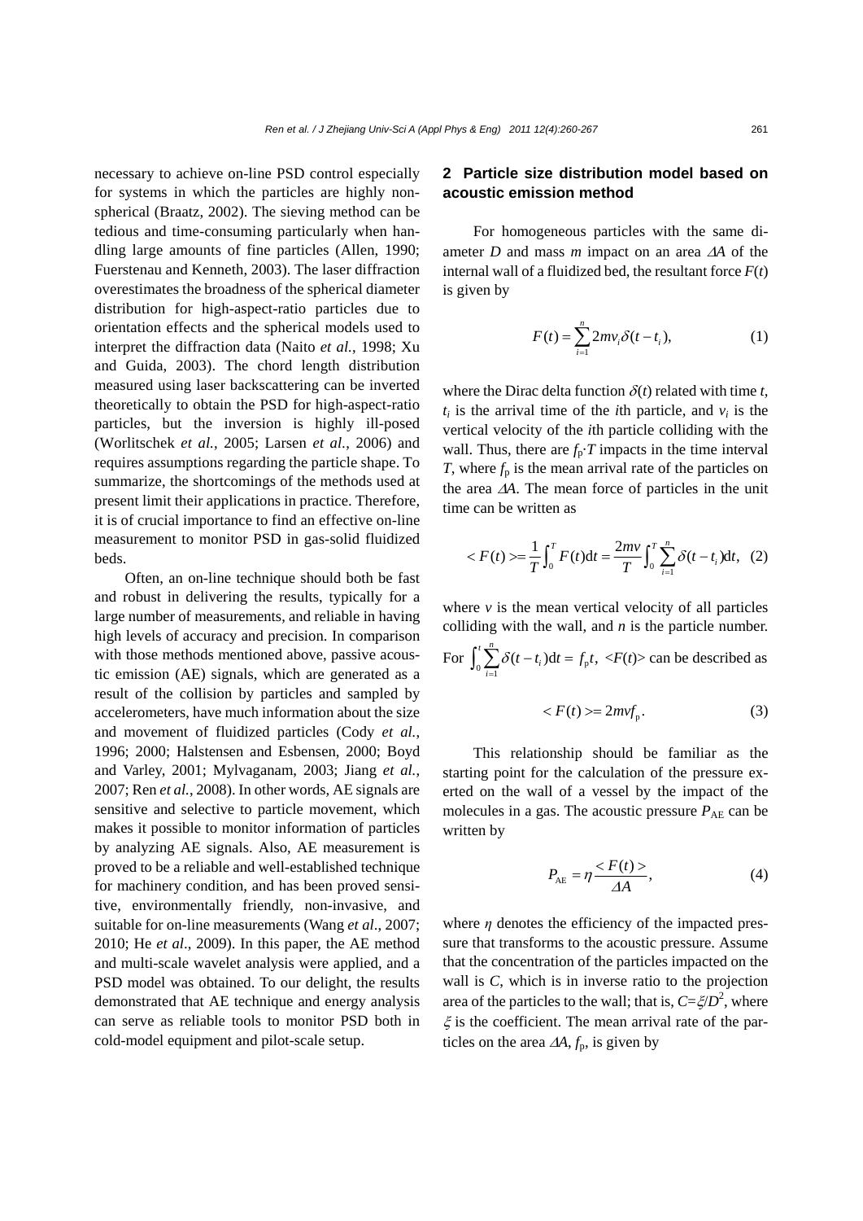necessary to achieve on-line PSD control especially for systems in which the particles are highly non-spherical (Braatz, 2002). The sieving method can be tedious and time-consuming particularly when handling large amounts of fine particles (Allen, 1990; Fuerstenau and Kenneth, 2003). The laser diffraction overestimates the broadness of the spherical diameter distribution for high-aspect-ratio particles due to orientation effects and the spherical models used to interpret the diffraction data (Naito *et al.*, 1998; Xu and Guida, 2003). The chord length distribution measured using laser backscattering can be inverted theoretically to obtain the PSD for high-aspect-ratio particles, but the inversion is highly ill-posed (Worlitschek *et al.*, 2005; Larsen *et al.*, 2006) and requires assumptions regarding the particle shape. To summarize, the shortcomings of the methods used at present limit their applications in practice. Therefore, it is of crucial importance to find an effective on-line measurement to monitor PSD in gas-solid fluidized beds.

Often, an on-line technique should both be fast and robust in delivering the results, typically for a large number of measurements, and reliable in having high levels of accuracy and precision. In comparison with those methods mentioned above, passive acoustic emission (AE) signals, which are generated as a result of the collision by particles and sampled by accelerometers, have much information about the size and movement of fluidized particles (Cody *et al.*, 1996; 2000; Halstensen and Esbensen, 2000; Boyd and Varley, 2001; Mylvaganam, 2003; Jiang *et al.*, 2007; Ren *et al.*, 2008). In other words, AE signals are sensitive and selective to particle movement, which makes it possible to monitor information of particles by analyzing AE signals. Also, AE measurement is proved to be a reliable and well-established technique for machinery condition, and has been proved sensitive, environmentally friendly, non-invasive, and suitable for on-line measurements (Wang *et al*., 2007; 2010; He *et al*., 2009). In this paper, the AE method and multi-scale wavelet analysis were applied, and a PSD model was obtained. To our delight, the results demonstrated that AE technique and energy analysis can serve as reliable tools to monitor PSD both in cold-model equipment and pilot-scale setup.

## 2 Particle size distribution model based on acoustic emission method

For homogeneous particles with the same diameter $D$ and mass $m$ impact on an area $\Delta A$ of the internal wall of a fluidized bed, the resultant force $F(t)$ is given by

$$F(t)=\sum_{i=1}^{n}2mv_i\delta(t-t_i), \tag{1}$$

where the Dirac delta function $\delta(t)$ related with time $t$, $t_i$ is the arrival time of the $i$th particle, and $v_i$ is the vertical velocity of the $i$th particle colliding with the wall. Thus, there are $f_p \cdot T$ impacts in the time interval $T$, where $f_p$ is the mean arrival rate of the particles on the area $\Delta A$. The mean force of particles in the unit time can be written as

$$<F(t)>=\frac{1}{T}\int_0^T F(t)\mathrm{d}t=\frac{2mv}{T}\int_0^T\sum_{i=1}^{n}\delta(t-t_i)\mathrm{d}t, \tag{2}$$

where $v$ is the mean vertical velocity of all particles colliding with the wall, and $n$ is the particle number. For $\int_0^t\sum_{i=1}^{n}\delta(t-t_i)\mathrm{d}t=f_p t$, $<F(t)>$ can be described as

$$<F(t)>=2mvf_p. \tag{3}$$

This relationship should be familiar as the starting point for the calculation of the pressure exerted on the wall of a vessel by the impact of the molecules in a gas. The acoustic pressure $P_{AE}$ can be written by

$$P_{AE}=\eta\frac{<F(t)>}{\Delta A}, \tag{4}$$

where $\eta$ denotes the efficiency of the impacted pressure that transforms to the acoustic pressure. Assume that the concentration of the particles impacted on the wall is $C$, which is in inverse ratio to the projection area of the particles to the wall; that is, $C=\xi/D^2$, where $\xi$ is the coefficient. The mean arrival rate of the particles on the area $\Delta A$, $f_p$, is given by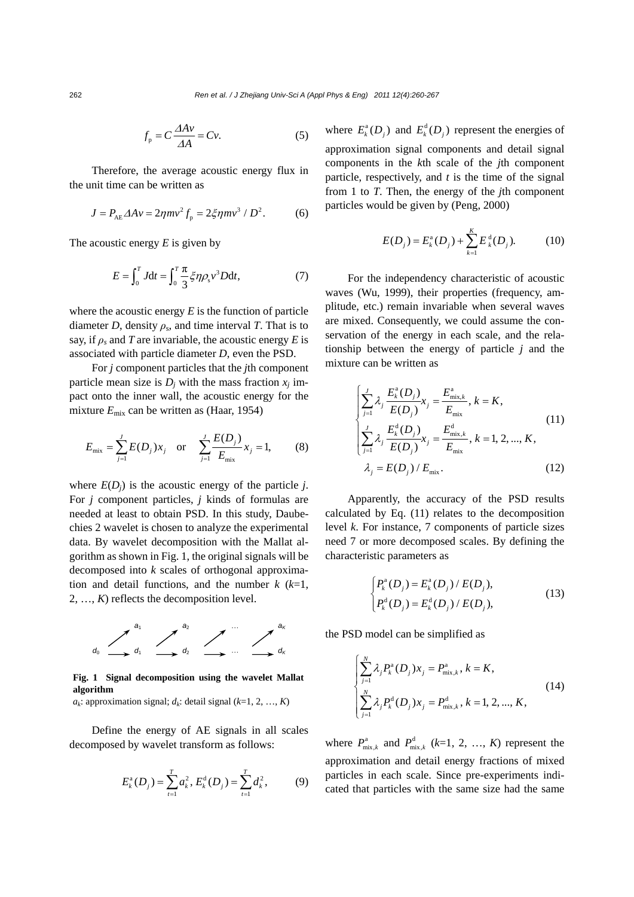$$f_{\mathrm{p}} = C\frac{\Delta Av}{\Delta A} = Cv. \tag{5}$$

Therefore, the average acoustic energy flux in the unit time can be written as

$$J = P_{\mathrm{AE}}\Delta Av = 2\eta mv^2 f_{\mathrm{p}} = 2\xi\eta mv^3 / D^2. \tag{6}$$

The acoustic energy $E$ is given by

$$E = \int_0^T J\mathrm{d}t = \int_0^T \frac{\pi}{3}\xi\eta\rho_{\mathrm{s}}v^3 D\mathrm{d}t, \tag{7}$$

where the acoustic energy $E$ is the function of particle diameter $D$, density $\rho_s$, and time interval $T$. That is to say, if $\rho_s$ and $T$ are invariable, the acoustic energy $E$ is associated with particle diameter $D$, even the PSD.

For $j$ component particles that the $j$th component particle mean size is $D_j$ with the mass fraction $x_j$ impact onto the inner wall, the acoustic energy for the mixture $E_{\mathrm{mix}}$ can be written as (Haar, 1954)

$$E_{\mathrm{mix}} = \sum_{j=1}^{J} E(D_j)x_j \quad \text{or} \quad \sum_{j=1}^{J}\frac{E(D_j)}{E_{\mathrm{mix}}}x_j = 1, \tag{8}$$

where $E(D_j)$ is the acoustic energy of the particle $j$. For $j$ component particles, $j$ kinds of formulas are needed at least to obtain PSD. In this study, Daubechies 2 wavelet is chosen to analyze the experimental data. By wavelet decomposition with the Mallat algorithm as shown in Fig. 1, the original signals will be decomposed into $k$ scales of orthogonal approximation and detail functions, and the number $k$ ($k$=1, 2, …, $K$) reflects the decomposition level.

**Fig. 1 Signal decomposition using the wavelet Mallat algorithm**

$a_k$: approximation signal; $d_k$: detail signal ($k$=1, 2, …, $K$)

Define the energy of AE signals in all scales decomposed by wavelet transform as follows:

$$E_k^{\mathrm{a}}(D_j) = \sum_{t=1}^{T} a_k^2,\ E_k^{\mathrm{d}}(D_j) = \sum_{t=1}^{T} d_k^2, \tag{9}$$

where $E_k^{\mathrm{a}}(D_j)$ and $E_k^{\mathrm{d}}(D_j)$ represent the energies of approximation signal components and detail signal components in the $k$th scale of the $j$th component particle, respectively, and $t$ is the time of the signal from 1 to $T$. Then, the energy of the $j$th component particles would be given by (Peng, 2000)

$$E(D_j) = E_K^{\mathrm{a}}(D_j) + \sum_{k=1}^{K} E_k^{\mathrm{d}}(D_j). \tag{10}$$

For the independency characteristic of acoustic waves (Wu, 1999), their properties (frequency, amplitude, etc.) remain invariable when several waves are mixed. Consequently, we could assume the conservation of the energy in each scale, and the relationship between the energy of particle $j$ and the mixture can be written as

$$\begin{cases} \displaystyle\sum_{j=1}^{J}\lambda_j \frac{E_k^{\mathrm{a}}(D_j)}{E(D_j)}x_j = \frac{E_{\mathrm{mix},k}^{\mathrm{a}}}{E_{\mathrm{mix}}},\ k = K, \\ \displaystyle\sum_{j=1}^{J}\lambda_j \frac{E_k^{\mathrm{d}}(D_j)}{E(D_j)}x_j = \frac{E_{\mathrm{mix},k}^{\mathrm{d}}}{E_{\mathrm{mix}}},\ k = 1, 2, ..., K, \end{cases} \tag{11}$$

$$\lambda_j = E(D_j) / E_{\mathrm{mix}}. \tag{12}$$

Apparently, the accuracy of the PSD results calculated by Eq. (11) relates to the decomposition level $k$. For instance, 7 components of particle sizes need 7 or more decomposed scales. By defining the characteristic parameters as

$$\begin{cases} P_k^{\mathrm{a}}(D_j) = E_k^{\mathrm{a}}(D_j) / E(D_j), \\ P_k^{\mathrm{d}}(D_j) = E_k^{\mathrm{d}}(D_j) / E(D_j), \end{cases} \tag{13}$$

the PSD model can be simplified as

$$\begin{cases} \displaystyle\sum_{j=1}^{N}\lambda_j P_k^{\mathrm{a}}(D_j)x_j = P_{\mathrm{mix},k}^{\mathrm{a}},\ k = K, \\ \displaystyle\sum_{j=1}^{N}\lambda_j P_k^{\mathrm{d}}(D_j)x_j = P_{\mathrm{mix},k}^{\mathrm{d}},\ k = 1, 2, ..., K, \end{cases} \tag{14}$$

where $P_{\mathrm{mix},k}^{\mathrm{a}}$ and $P_{\mathrm{mix},k}^{\mathrm{d}}$ ($k$=1, 2, …, $K$) represent the approximation and detail energy fractions of mixed particles in each scale. Since pre-experiments indicated that particles with the same size had the same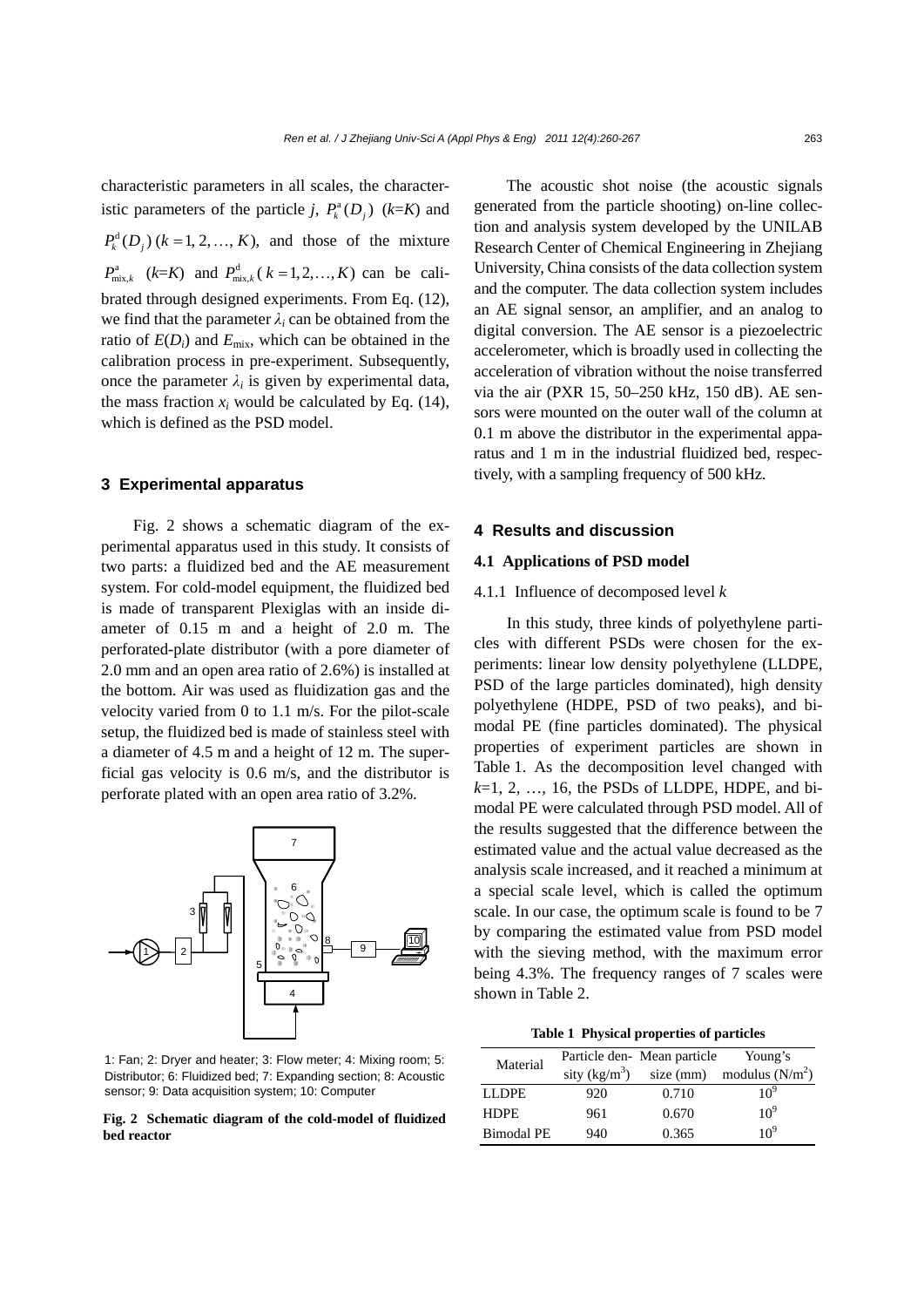characteristic parameters in all scales, the characteristic parameters of the particle *j*, $P_k^{\mathrm{a}}(D_j)$ ($k$=$K$) and $P_k^{\mathrm{d}}(D_j)$ ($k=1, 2, \ldots, K$), and those of the mixture $P_{\mathrm{mix},k}^{\mathrm{a}}$ ($k$=$K$) and $P_{\mathrm{mix},k}^{\mathrm{d}}$ ($k=1,2,\ldots,K$) can be calibrated through designed experiments. From Eq. (12), we find that the parameter $\lambda_i$ can be obtained from the ratio of $E(D_i)$ and $E_{\mathrm{mix}}$, which can be obtained in the calibration process in pre-experiment. Subsequently, once the parameter $\lambda_i$ is given by experimental data, the mass fraction $x_i$ would be calculated by Eq. (14), which is defined as the PSD model.

## 3 Experimental apparatus

Fig. 2 shows a schematic diagram of the experimental apparatus used in this study. It consists of two parts: a fluidized bed and the AE measurement system. For cold-model equipment, the fluidized bed is made of transparent Plexiglas with an inside diameter of 0.15 m and a height of 2.0 m. The perforated-plate distributor (with a pore diameter of 2.0 mm and an open area ratio of 2.6%) is installed at the bottom. Air was used as fluidization gas and the velocity varied from 0 to 1.1 m/s. For the pilot-scale setup, the fluidized bed is made of stainless steel with a diameter of 4.5 m and a height of 12 m. The superficial gas velocity is 0.6 m/s, and the distributor is perforate plated with an open area ratio of 3.2%.

1: Fan; 2: Dryer and heater; 3: Flow meter; 4: Mixing room; 5: Distributor; 6: Fluidized bed; 7: Expanding section; 8: Acoustic sensor; 9: Data acquisition system; 10: Computer

**Fig. 2 Schematic diagram of the cold-model of fluidized bed reactor**

The acoustic shot noise (the acoustic signals generated from the particle shooting) on-line collection and analysis system developed by the UNILAB Research Center of Chemical Engineering in Zhejiang University, China consists of the data collection system and the computer. The data collection system includes an AE signal sensor, an amplifier, and an analog to digital conversion. The AE sensor is a piezoelectric accelerometer, which is broadly used in collecting the acceleration of vibration without the noise transferred via the air (PXR 15, 50–250 kHz, 150 dB). AE sensors were mounted on the outer wall of the column at 0.1 m above the distributor in the experimental apparatus and 1 m in the industrial fluidized bed, respectively, with a sampling frequency of 500 kHz.

## 4 Results and discussion

### 4.1 Applications of PSD model

#### 4.1.1 Influence of decomposed level *k*

In this study, three kinds of polyethylene particles with different PSDs were chosen for the experiments: linear low density polyethylene (LLDPE, PSD of the large particles dominated), high density polyethylene (HDPE, PSD of two peaks), and bimodal PE (fine particles dominated). The physical properties of experiment particles are shown in Table 1. As the decomposition level changed with $k$=1, 2, …, 16, the PSDs of LLDPE, HDPE, and bimodal PE were calculated through PSD model. All of the results suggested that the difference between the estimated value and the actual value decreased as the analysis scale increased, and it reached a minimum at a special scale level, which is called the optimum scale. In our case, the optimum scale is found to be 7 by comparing the estimated value from PSD model with the sieving method, with the maximum error being 4.3%. The frequency ranges of 7 scales were shown in Table 2.

**Table 1 Physical properties of particles**

| Material | Particle density (kg/m$^3$) | Mean particle size (mm) | Young's modulus (N/m$^2$) |
|---|---|---|---|
| LLDPE | 920 | 0.710 | $10^9$ |
| HDPE | 961 | 0.670 | $10^9$ |
| Bimodal PE | 940 | 0.365 | $10^9$ |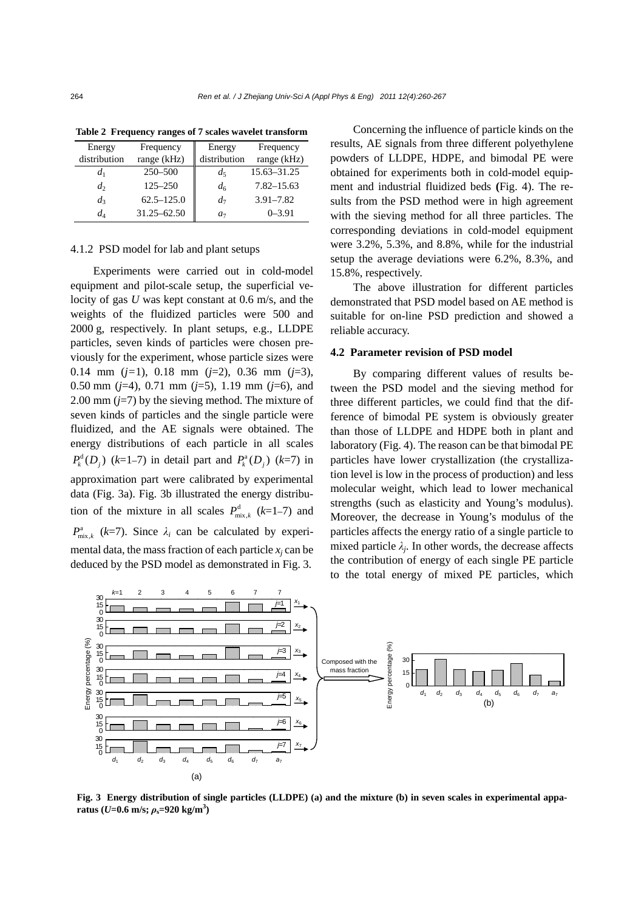**Table 2 Frequency ranges of 7 scales wavelet transform**

| Energy distribution | Frequency range (kHz) | Energy distribution | Frequency range (kHz) |
|---|---|---|---|
| $d_1$ | 250–500 | $d_5$ | 15.63–31.25 |
| $d_2$ | 125–250 | $d_6$ | 7.82–15.63 |
| $d_3$ | 62.5–125.0 | $d_7$ | 3.91–7.82 |
| $d_4$ | 31.25–62.50 | $a_7$ | 0–3.91 |

### 4.1.2 PSD model for lab and plant setups

Experiments were carried out in cold-model equipment and pilot-scale setup, the superficial velocity of gas $U$ was kept constant at 0.6 m/s, and the weights of the fluidized particles were 500 and 2000 g, respectively. In plant setups, e.g., LLDPE particles, seven kinds of particles were chosen previously for the experiment, whose particle sizes were 0.14 mm ($j$=1), 0.18 mm ($j$=2), 0.36 mm ($j$=3), 0.50 mm ($j$=4), 0.71 mm ($j$=5), 1.19 mm ($j$=6), and 2.00 mm ($j$=7) by the sieving method. The mixture of seven kinds of particles and the single particle were fluidized, and the AE signals were obtained. The energy distributions of each particle in all scales $P_k^{\rm d}(D_j)$ ($k$=1–7) in detail part and $P_k^{\rm a}(D_j)$ ($k$=7) in approximation part were calibrated by experimental data (Fig. 3a). Fig. 3b illustrated the energy distribution of the mixture in all scales $P_{{\rm mix},k}^{\rm d}$ ($k$=1–7) and $P_{{\rm mix},k}^{\rm a}$ ($k$=7). Since $\lambda_i$ can be calculated by experimental data, the mass fraction of each particle $x_j$ can be deduced by the PSD model as demonstrated in Fig. 3.

Concerning the influence of particle kinds on the results, AE signals from three different polyethylene powders of LLDPE, HDPE, and bimodal PE were obtained for experiments both in cold-model equipment and industrial fluidized beds (Fig. 4). The results from the PSD method were in high agreement with the sieving method for all three particles. The corresponding deviations in cold-model equipment were 3.2%, 5.3%, and 8.8%, while for the industrial setup the average deviations were 6.2%, 8.3%, and 15.8%, respectively.

The above illustration for different particles demonstrated that PSD model based on AE method is suitable for on-line PSD prediction and showed a reliable accuracy.

## 4.2 Parameter revision of PSD model

By comparing different values of results between the PSD model and the sieving method for three different particles, we could find that the difference of bimodal PE system is obviously greater than those of LLDPE and HDPE both in plant and laboratory (Fig. 4). The reason can be that bimodal PE particles have lower crystallization (the crystallization level is low in the process of production) and less molecular weight, which lead to lower mechanical strengths (such as elasticity and Young's modulus). Moreover, the decrease in Young's modulus of the particles affects the energy ratio of a single particle to mixed particle $\lambda_j$. In other words, the decrease affects the contribution of energy of each single PE particle to the total energy of mixed PE particles, which

**Fig. 3 Energy distribution of single particles (LLDPE) (a) and the mixture (b) in seven scales in experimental apparatus ($U$=0.6 m/s; $\rho_s$=920 kg/m$^3$)**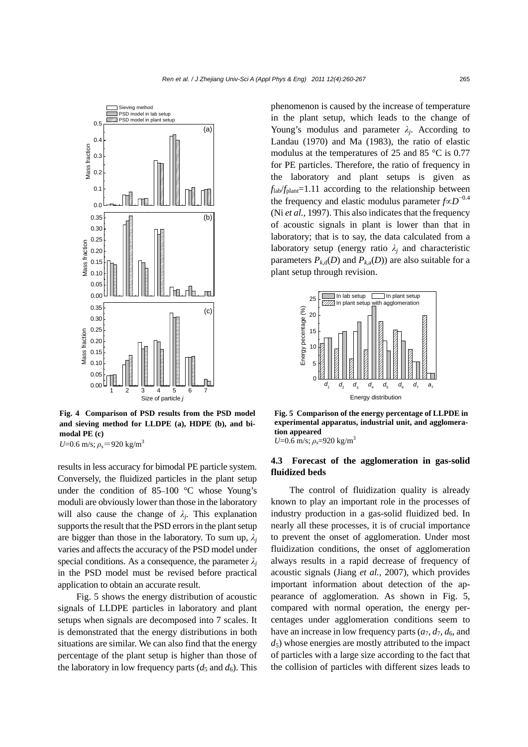**Fig. 4 Comparison of PSD results from the PSD model and sieving method for LLDPE (a), HDPE (b), and bimodal PE (c)**

$U$=0.6 m/s; $\rho_s$=920 kg/m$^3$

results in less accuracy for bimodal PE particle system. Conversely, the fluidized particles in the plant setup under the condition of 85–100 °C whose Young's moduli are obviously lower than those in the laboratory will also cause the change of $\lambda_j$. This explanation supports the result that the PSD errors in the plant setup are bigger than those in the laboratory. To sum up, $\lambda_j$ varies and affects the accuracy of the PSD model under special conditions. As a consequence, the parameter $\lambda_j$ in the PSD model must be revised before practical application to obtain an accurate result.

Fig. 5 shows the energy distribution of acoustic signals of LLDPE particles in laboratory and plant setups when signals are decomposed into 7 scales. It is demonstrated that the energy distributions in both situations are similar. We can also find that the energy percentage of the plant setup is higher than those of the laboratory in low frequency parts ($d_5$ and $d_6$). This phenomenon is caused by the increase of temperature in the plant setup, which leads to the change of Young's modulus and parameter $\lambda_j$. According to Landau (1970) and Ma (1983), the ratio of elastic modulus at the temperatures of 25 and 85 °C is 0.77 for PE particles. Therefore, the ratio of frequency in the laboratory and plant setups is given as $f_{\rm lab}/f_{\rm plant}$=1.11 according to the relationship between the frequency and elastic modulus parameter $f \propto D^{-0.4}$ (Ni *et al.*, 1997). This also indicates that the frequency of acoustic signals in plant is lower than that in laboratory; that is to say, the data calculated from a laboratory setup (energy ratio $\lambda_j$ and characteristic parameters $P_{k,\rm d}(D)$ and $P_{k,\rm a}(D)$) are also suitable for a plant setup through revision.

**Fig. 5 Comparison of the energy percentage of LLPDE in experimental apparatus, industrial unit, and agglomeration appeared**

$U$=0.6 m/s; $\rho_s$=920 kg/m$^3$

### 4.3 Forecast of the agglomeration in gas-solid fluidized beds

The control of fluidization quality is already known to play an important role in the processes of industry production in a gas-solid fluidized bed. In nearly all these processes, it is of crucial importance to prevent the onset of agglomeration. Under most fluidization conditions, the onset of agglomeration always results in a rapid decrease of frequency of acoustic signals (Jiang *et al.*, 2007), which provides important information about detection of the appearance of agglomeration. As shown in Fig. 5, compared with normal operation, the energy percentages under agglomeration conditions seem to have an increase in low frequency parts ($a_7$, $d_7$, $d_6$, and $d_5$) whose energies are mostly attributed to the impact of particles with a large size according to the fact that the collision of particles with different sizes leads to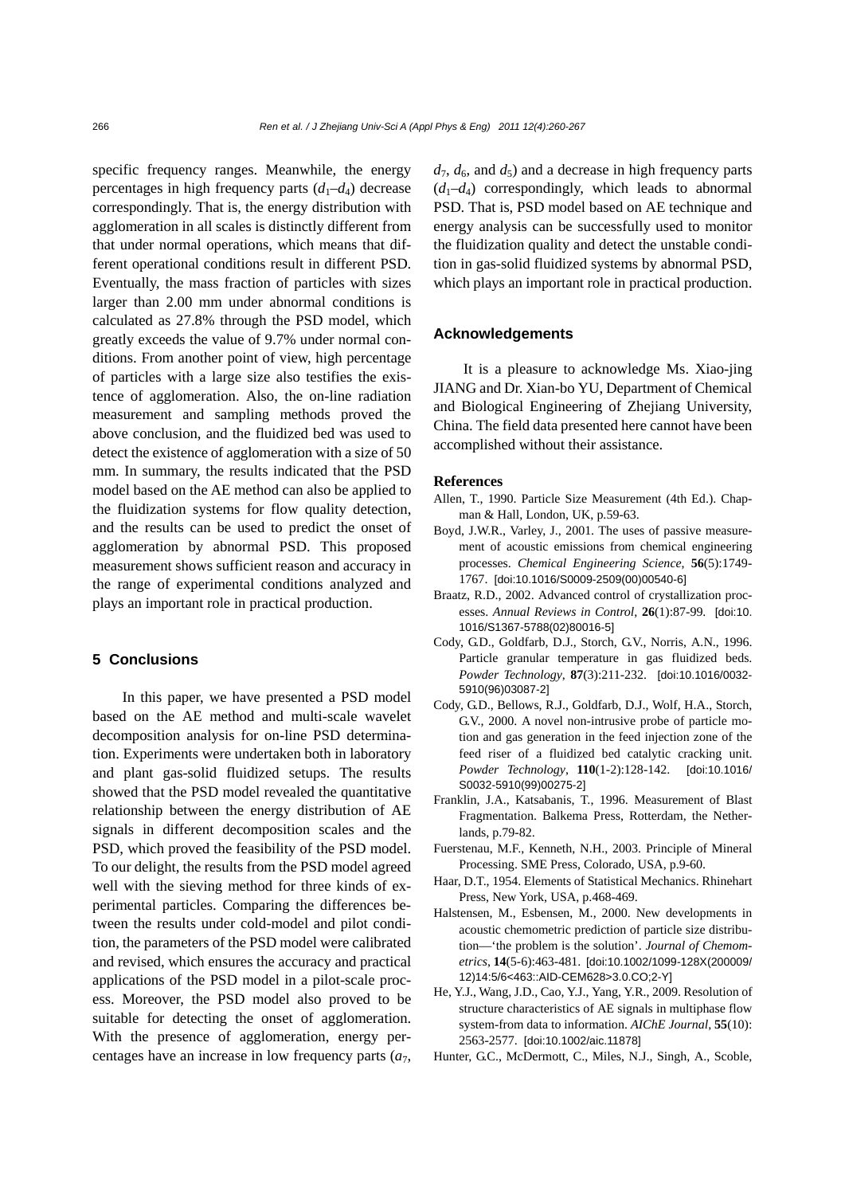specific frequency ranges. Meanwhile, the energy percentages in high frequency parts ($d_1$–$d_4$) decrease correspondingly. That is, the energy distribution with agglomeration in all scales is distinctly different from that under normal operations, which means that different operational conditions result in different PSD. Eventually, the mass fraction of particles with sizes larger than 2.00 mm under abnormal conditions is calculated as 27.8% through the PSD model, which greatly exceeds the value of 9.7% under normal conditions. From another point of view, high percentage of particles with a large size also testifies the existence of agglomeration. Also, the on-line radiation measurement and sampling methods proved the above conclusion, and the fluidized bed was used to detect the existence of agglomeration with a size of 50 mm. In summary, the results indicated that the PSD model based on the AE method can also be applied to the fluidization systems for flow quality detection, and the results can be used to predict the onset of agglomeration by abnormal PSD. This proposed measurement shows sufficient reason and accuracy in the range of experimental conditions analyzed and plays an important role in practical production.

## 5 Conclusions

In this paper, we have presented a PSD model based on the AE method and multi-scale wavelet decomposition analysis for on-line PSD determination. Experiments were undertaken both in laboratory and plant gas-solid fluidized setups. The results showed that the PSD model revealed the quantitative relationship between the energy distribution of AE signals in different decomposition scales and the PSD, which proved the feasibility of the PSD model. To our delight, the results from the PSD model agreed well with the sieving method for three kinds of experimental particles. Comparing the differences between the results under cold-model and pilot condition, the parameters of the PSD model were calibrated and revised, which ensures the accuracy and practical applications of the PSD model in a pilot-scale process. Moreover, the PSD model also proved to be suitable for detecting the onset of agglomeration. With the presence of agglomeration, energy percentages have an increase in low frequency parts ($a_7$, $d_7$, $d_6$, and $d_5$) and a decrease in high frequency parts ($d_1$–$d_4$) correspondingly, which leads to abnormal PSD. That is, PSD model based on AE technique and energy analysis can be successfully used to monitor the fluidization quality and detect the unstable condition in gas-solid fluidized systems by abnormal PSD, which plays an important role in practical production.

## Acknowledgements

It is a pleasure to acknowledge Ms. Xiao-jing JIANG and Dr. Xian-bo YU, Department of Chemical and Biological Engineering of Zhejiang University, China. The field data presented here cannot have been accomplished without their assistance.

## References

Allen, T., 1990. Particle Size Measurement (4th Ed.). Chapman & Hall, London, UK, p.59-63.

Boyd, J.W.R., Varley, J., 2001. The uses of passive measurement of acoustic emissions from chemical engineering processes. *Chemical Engineering Science*, **56**(5):1749-1767. [doi:10.1016/S0009-2509(00)00540-6]

Braatz, R.D., 2002. Advanced control of crystallization processes. *Annual Reviews in Control*, **26**(1):87-99. [doi:10.1016/S1367-5788(02)80016-5]

Cody, G.D., Goldfarb, D.J., Storch, G.V., Norris, A.N., 1996. Particle granular temperature in gas fluidized beds. *Powder Technology*, **87**(3):211-232. [doi:10.1016/0032-5910(96)03087-2]

Cody, G.D., Bellows, R.J., Goldfarb, D.J., Wolf, H.A., Storch, G.V., 2000. A novel non-intrusive probe of particle motion and gas generation in the feed injection zone of the feed riser of a fluidized bed catalytic cracking unit. *Powder Technology*, **110**(1-2):128-142. [doi:10.1016/S0032-5910(99)00275-2]

Franklin, J.A., Katsabanis, T., 1996. Measurement of Blast Fragmentation. Balkema Press, Rotterdam, the Netherlands, p.79-82.

Fuerstenau, M.F., Kenneth, N.H., 2003. Principle of Mineral Processing. SME Press, Colorado, USA, p.9-60.

Haar, D.T., 1954. Elements of Statistical Mechanics. Rhinehart Press, New York, USA, p.468-469.

Halstensen, M., Esbensen, M., 2000. New developments in acoustic chemometric prediction of particle size distribution—'the problem is the solution'. *Journal of Chemometrics*, **14**(5-6):463-481. [doi:10.1002/1099-128X(200009/12)14:5/6<463::AID-CEM628>3.0.CO;2-Y]

He, Y.J., Wang, J.D., Cao, Y.J., Yang, Y.R., 2009. Resolution of structure characteristics of AE signals in multiphase flow system-from data to information. *AIChE Journal*, **55**(10):2563-2577. [doi:10.1002/aic.11878]

Hunter, G.C., McDermott, C., Miles, N.J., Singh, A., Scoble,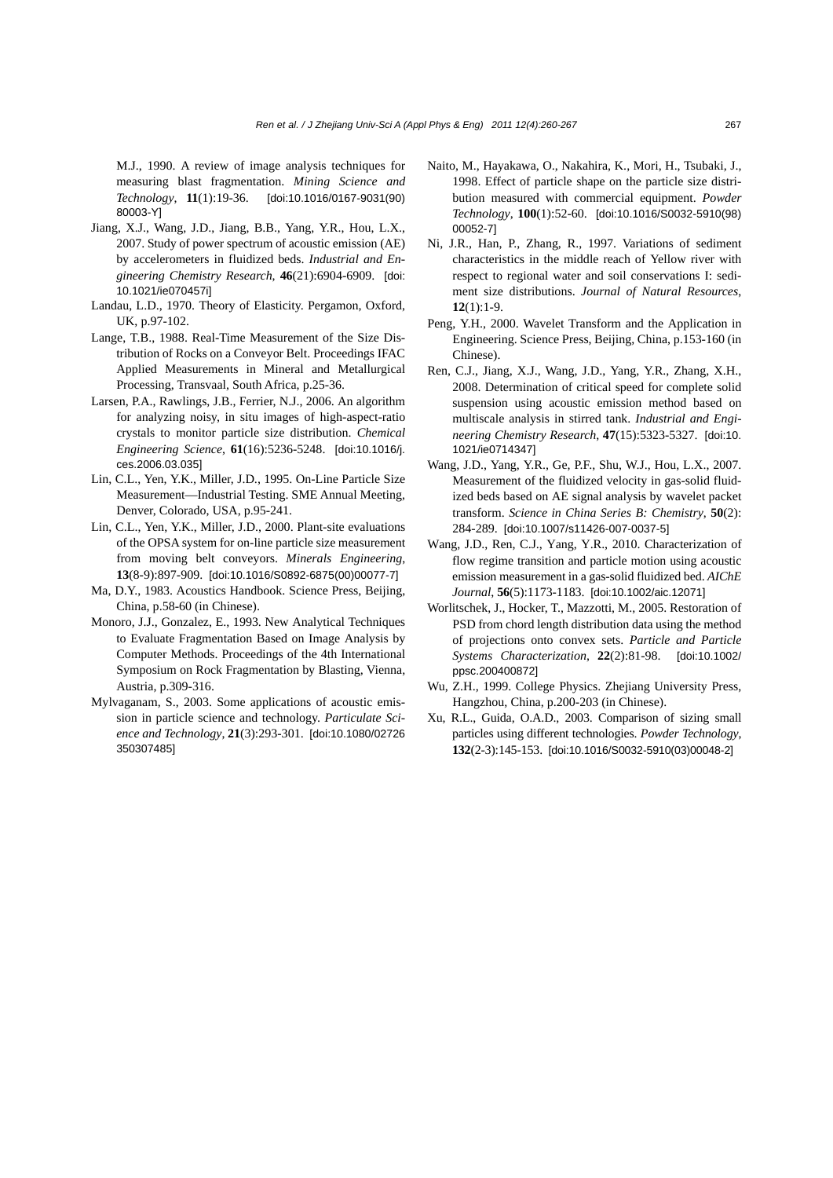M.J., 1990. A review of image analysis techniques for measuring blast fragmentation. *Mining Science and Technology*, **11**(1):19-36. [doi:10.1016/0167-9031(90)80003-Y]

Jiang, X.J., Wang, J.D., Jiang, B.B., Yang, Y.R., Hou, L.X., 2007. Study of power spectrum of acoustic emission (AE) by accelerometers in fluidized beds. *Industrial and Engineering Chemistry Research*, **46**(21):6904-6909. [doi:10.1021/ie070457i]

Landau, L.D., 1970. Theory of Elasticity. Pergamon, Oxford, UK, p.97-102.

Lange, T.B., 1988. Real-Time Measurement of the Size Distribution of Rocks on a Conveyor Belt. Proceedings IFAC Applied Measurements in Mineral and Metallurgical Processing, Transvaal, South Africa, p.25-36.

Larsen, P.A., Rawlings, J.B., Ferrier, N.J., 2006. An algorithm for analyzing noisy, in situ images of high-aspect-ratio crystals to monitor particle size distribution. *Chemical Engineering Science*, **61**(16):5236-5248. [doi:10.1016/j.ces.2006.03.035]

Lin, C.L., Yen, Y.K., Miller, J.D., 1995. On-Line Particle Size Measurement—Industrial Testing. SME Annual Meeting, Denver, Colorado, USA, p.95-241.

Lin, C.L., Yen, Y.K., Miller, J.D., 2000. Plant-site evaluations of the OPSA system for on-line particle size measurement from moving belt conveyors. *Minerals Engineering*, **13**(8-9):897-909. [doi:10.1016/S0892-6875(00)00077-7]

Ma, D.Y., 1983. Acoustics Handbook. Science Press, Beijing, China, p.58-60 (in Chinese).

Monoro, J.J., Gonzalez, E., 1993. New Analytical Techniques to Evaluate Fragmentation Based on Image Analysis by Computer Methods. Proceedings of the 4th International Symposium on Rock Fragmentation by Blasting, Vienna, Austria, p.309-316.

Mylvaganam, S., 2003. Some applications of acoustic emission in particle science and technology. *Particulate Science and Technology*, **21**(3):293-301. [doi:10.1080/02726350307485]

Naito, M., Hayakawa, O., Nakahira, K., Mori, H., Tsubaki, J., 1998. Effect of particle shape on the particle size distribution measured with commercial equipment. *Powder Technology*, **100**(1):52-60. [doi:10.1016/S0032-5910(98)00052-7]

Ni, J.R., Han, P., Zhang, R., 1997. Variations of sediment characteristics in the middle reach of Yellow river with respect to regional water and soil conservations I: sediment size distributions. *Journal of Natural Resources*, **12**(1):1-9.

Peng, Y.H., 2000. Wavelet Transform and the Application in Engineering. Science Press, Beijing, China, p.153-160 (in Chinese).

Ren, C.J., Jiang, X.J., Wang, J.D., Yang, Y.R., Zhang, X.H., 2008. Determination of critical speed for complete solid suspension using acoustic emission method based on multiscale analysis in stirred tank. *Industrial and Engineering Chemistry Research*, **47**(15):5323-5327. [doi:10.1021/ie0714347]

Wang, J.D., Yang, Y.R., Ge, P.F., Shu, W.J., Hou, L.X., 2007. Measurement of the fluidized velocity in gas-solid fluidized beds based on AE signal analysis by wavelet packet transform. *Science in China Series B: Chemistry*, **50**(2):284-289. [doi:10.1007/s11426-007-0037-5]

Wang, J.D., Ren, C.J., Yang, Y.R., 2010. Characterization of flow regime transition and particle motion using acoustic emission measurement in a gas-solid fluidized bed. *AIChE Journal*, **56**(5):1173-1183. [doi:10.1002/aic.12071]

Worlitschek, J., Hocker, T., Mazzotti, M., 2005. Restoration of PSD from chord length distribution data using the method of projections onto convex sets. *Particle and Particle Systems Characterization*, **22**(2):81-98. [doi:10.1002/ppsc.200400872]

Wu, Z.H., 1999. College Physics. Zhejiang University Press, Hangzhou, China, p.200-203 (in Chinese).

Xu, R.L., Guida, O.A.D., 2003. Comparison of sizing small particles using different technologies. *Powder Technology*, **132**(2-3):145-153. [doi:10.1016/S0032-5910(03)00048-2]